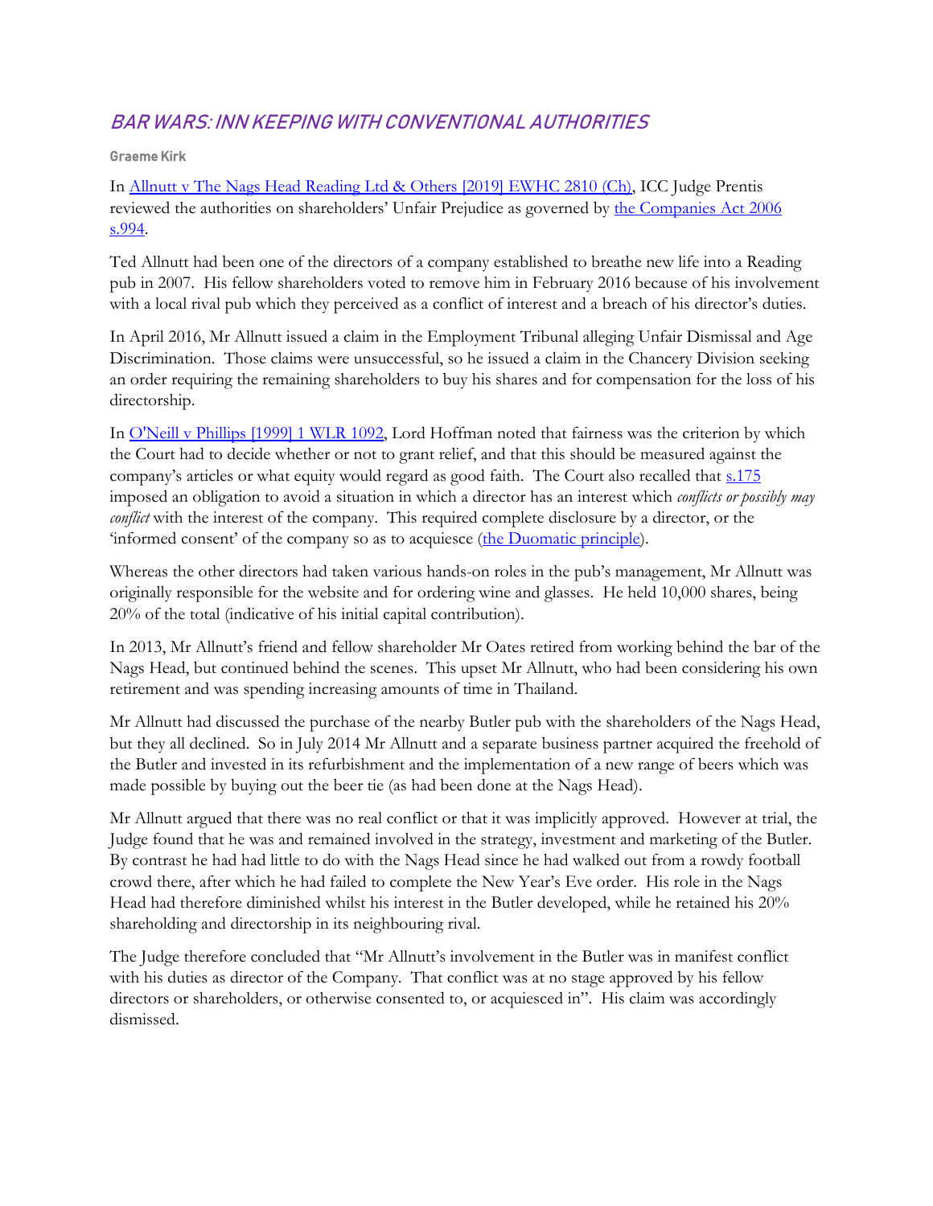## BAR WARS: INN KEEPING WITH CONVENTIONAL AUTHORITIES

**Graeme Kirk**

In [Allnutt v The Nags Head Reading Ltd & Others [2019] EWHC 2810 (Ch)](), ICC Judge Prentis reviewed the authorities on shareholders' Unfair Prejudice as governed by [the Companies Act 2006 s.994]().

Ted Allnutt had been one of the directors of a company established to breathe new life into a Reading pub in 2007. His fellow shareholders voted to remove him in February 2016 because of his involvement with a local rival pub which they perceived as a conflict of interest and a breach of his director's duties.

In April 2016, Mr Allnutt issued a claim in the Employment Tribunal alleging Unfair Dismissal and Age Discrimination. Those claims were unsuccessful, so he issued a claim in the Chancery Division seeking an order requiring the remaining shareholders to buy his shares and for compensation for the loss of his directorship.

In [O'Neill v Phillips [1999] 1 WLR 1092](), Lord Hoffman noted that fairness was the criterion by which the Court had to decide whether or not to grant relief, and that this should be measured against the company's articles or what equity would regard as good faith. The Court also recalled that [s.175]() imposed an obligation to avoid a situation in which a director has an interest which *conflicts or possibly may conflict* with the interest of the company. This required complete disclosure by a director, or the 'informed consent' of the company so as to acquiesce ([the Duomatic principle]()).

Whereas the other directors had taken various hands-on roles in the pub's management, Mr Allnutt was originally responsible for the website and for ordering wine and glasses. He held 10,000 shares, being 20% of the total (indicative of his initial capital contribution).

In 2013, Mr Allnutt's friend and fellow shareholder Mr Oates retired from working behind the bar of the Nags Head, but continued behind the scenes. This upset Mr Allnutt, who had been considering his own retirement and was spending increasing amounts of time in Thailand.

Mr Allnutt had discussed the purchase of the nearby Butler pub with the shareholders of the Nags Head, but they all declined. So in July 2014 Mr Allnutt and a separate business partner acquired the freehold of the Butler and invested in its refurbishment and the implementation of a new range of beers which was made possible by buying out the beer tie (as had been done at the Nags Head).

Mr Allnutt argued that there was no real conflict or that it was implicitly approved. However at trial, the Judge found that he was and remained involved in the strategy, investment and marketing of the Butler. By contrast he had had little to do with the Nags Head since he had walked out from a rowdy football crowd there, after which he had failed to complete the New Year's Eve order. His role in the Nags Head had therefore diminished whilst his interest in the Butler developed, while he retained his 20% shareholding and directorship in its neighbouring rival.

The Judge therefore concluded that "Mr Allnutt's involvement in the Butler was in manifest conflict with his duties as director of the Company. That conflict was at no stage approved by his fellow directors or shareholders, or otherwise consented to, or acquiesced in". His claim was accordingly dismissed.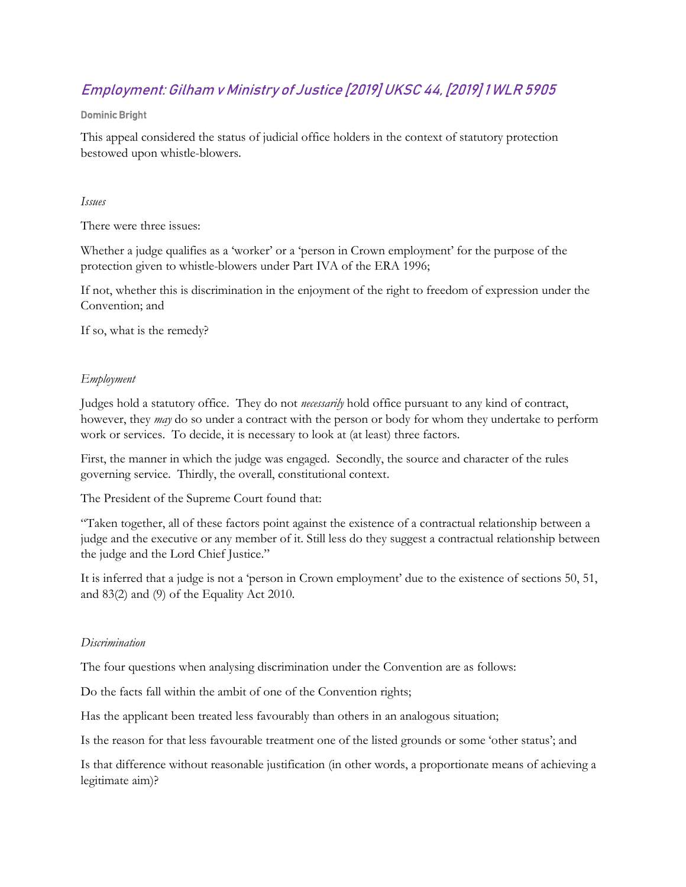## *Employment: Gilham v Ministry of Justice [2019] UKSC 44, [2019] 1 WLR 5905*

**Dominic Bright**

This appeal considered the status of judicial office holders in the context of statutory protection bestowed upon whistle-blowers.

*Issues*

There were three issues:

Whether a judge qualifies as a 'worker' or a 'person in Crown employment' for the purpose of the protection given to whistle-blowers under Part IVA of the ERA 1996;

If not, whether this is discrimination in the enjoyment of the right to freedom of expression under the Convention; and

If so, what is the remedy?

*Employment*

Judges hold a statutory office. They do not *necessarily* hold office pursuant to any kind of contract, however, they *may* do so under a contract with the person or body for whom they undertake to perform work or services. To decide, it is necessary to look at (at least) three factors.

First, the manner in which the judge was engaged. Secondly, the source and character of the rules governing service. Thirdly, the overall, constitutional context.

The President of the Supreme Court found that:

"Taken together, all of these factors point against the existence of a contractual relationship between a judge and the executive or any member of it. Still less do they suggest a contractual relationship between the judge and the Lord Chief Justice."

It is inferred that a judge is not a 'person in Crown employment' due to the existence of sections 50, 51, and 83(2) and (9) of the Equality Act 2010.

*Discrimination*

The four questions when analysing discrimination under the Convention are as follows:

Do the facts fall within the ambit of one of the Convention rights;

Has the applicant been treated less favourably than others in an analogous situation;

Is the reason for that less favourable treatment one of the listed grounds or some 'other status'; and

Is that difference without reasonable justification (in other words, a proportionate means of achieving a legitimate aim)?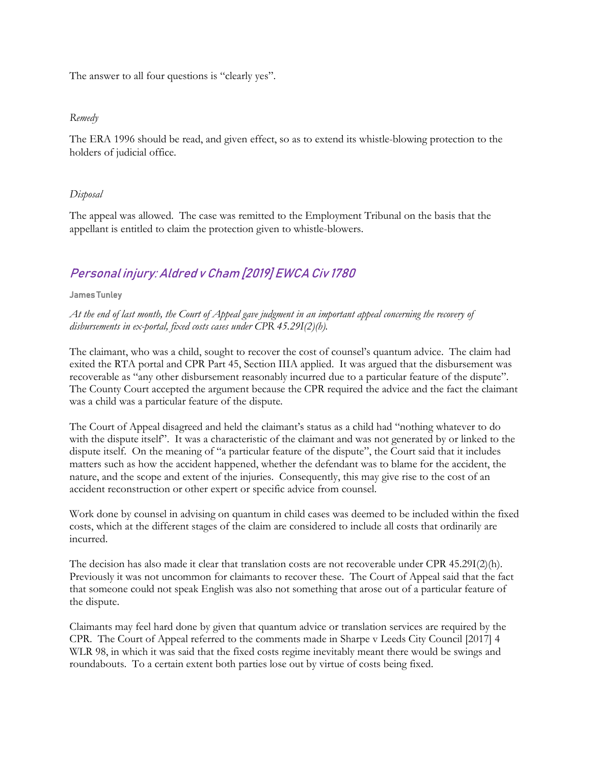The answer to all four questions is "clearly yes".

*Remedy*

The ERA 1996 should be read, and given effect, so as to extend its whistle-blowing protection to the holders of judicial office.

*Disposal*

The appeal was allowed. The case was remitted to the Employment Tribunal on the basis that the appellant is entitled to claim the protection given to whistle-blowers.

## Personal injury: Aldred v Cham [2019] EWCA Civ 1780

**James Tunley**

*At the end of last month, the Court of Appeal gave judgment in an important appeal concerning the recovery of disbursements in ex-portal, fixed costs cases under CPR 45.29I(2)(h).*

The claimant, who was a child, sought to recover the cost of counsel's quantum advice. The claim had exited the RTA portal and CPR Part 45, Section IIIA applied. It was argued that the disbursement was recoverable as "any other disbursement reasonably incurred due to a particular feature of the dispute". The County Court accepted the argument because the CPR required the advice and the fact the claimant was a child was a particular feature of the dispute.

The Court of Appeal disagreed and held the claimant's status as a child had "nothing whatever to do with the dispute itself". It was a characteristic of the claimant and was not generated by or linked to the dispute itself. On the meaning of "a particular feature of the dispute", the Court said that it includes matters such as how the accident happened, whether the defendant was to blame for the accident, the nature, and the scope and extent of the injuries. Consequently, this may give rise to the cost of an accident reconstruction or other expert or specific advice from counsel.

Work done by counsel in advising on quantum in child cases was deemed to be included within the fixed costs, which at the different stages of the claim are considered to include all costs that ordinarily are incurred.

The decision has also made it clear that translation costs are not recoverable under CPR 45.29I(2)(h). Previously it was not uncommon for claimants to recover these. The Court of Appeal said that the fact that someone could not speak English was also not something that arose out of a particular feature of the dispute.

Claimants may feel hard done by given that quantum advice or translation services are required by the CPR. The Court of Appeal referred to the comments made in Sharpe v Leeds City Council [2017] 4 WLR 98, in which it was said that the fixed costs regime inevitably meant there would be swings and roundabouts. To a certain extent both parties lose out by virtue of costs being fixed.